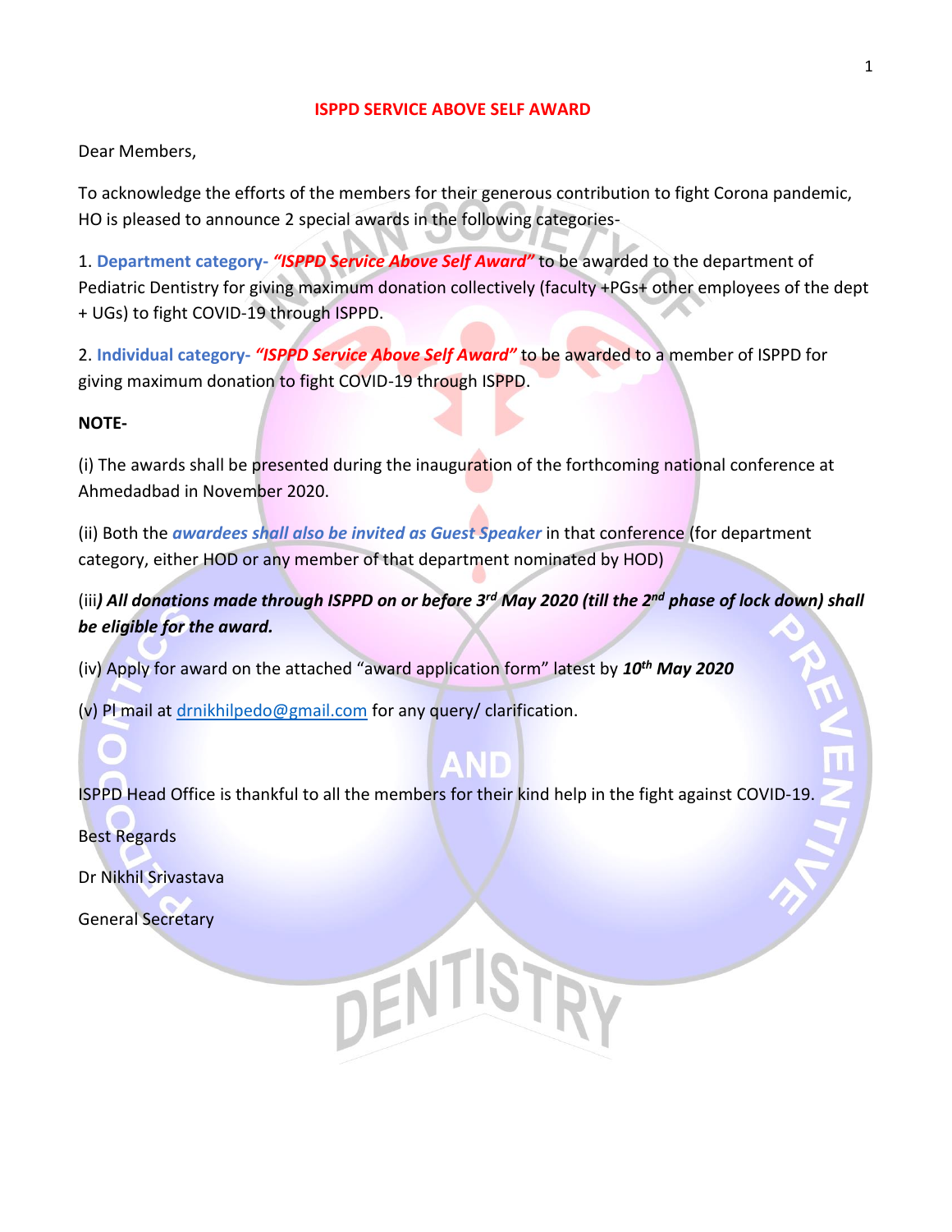# ISPPD SERVICE ABOVE SELF AWARD

Dear Members,

To acknowledge the efforts of the members for their generous contribution to fight Corona pandemic, HO is pleased to announce 2 special awards in the following categories-

1. **Department category-** ***"ISPPD Service Above Self Award"*** to be awarded to the department of Pediatric Dentistry for giving maximum donation collectively (faculty +PGs+ other employees of the dept + UGs) to fight COVID-19 through ISPPD.

2. **Individual category-** ***"ISPPD Service Above Self Award"*** to be awarded to a member of ISPPD for giving maximum donation to fight COVID-19 through ISPPD.

**NOTE-**

(i) The awards shall be presented during the inauguration of the forthcoming national conference at Ahmedadbad in November 2020.

(ii) Both the ***awardees shall also be invited as Guest Speaker*** in that conference (for department category, either HOD or any member of that department nominated by HOD)

(iii***) All donations made through ISPPD on or before 3rd May 2020 (till the 2nd phase of lock down) shall be eligible for the award.***

(iv) Apply for award on the attached "award application form" latest by ***10th May 2020***

(v) Pl mail at drnikhilpedo@gmail.com for any query/ clarification.

ISPPD Head Office is thankful to all the members for their kind help in the fight against COVID-19.

Best Regards

Dr Nikhil Srivastava

General Secretary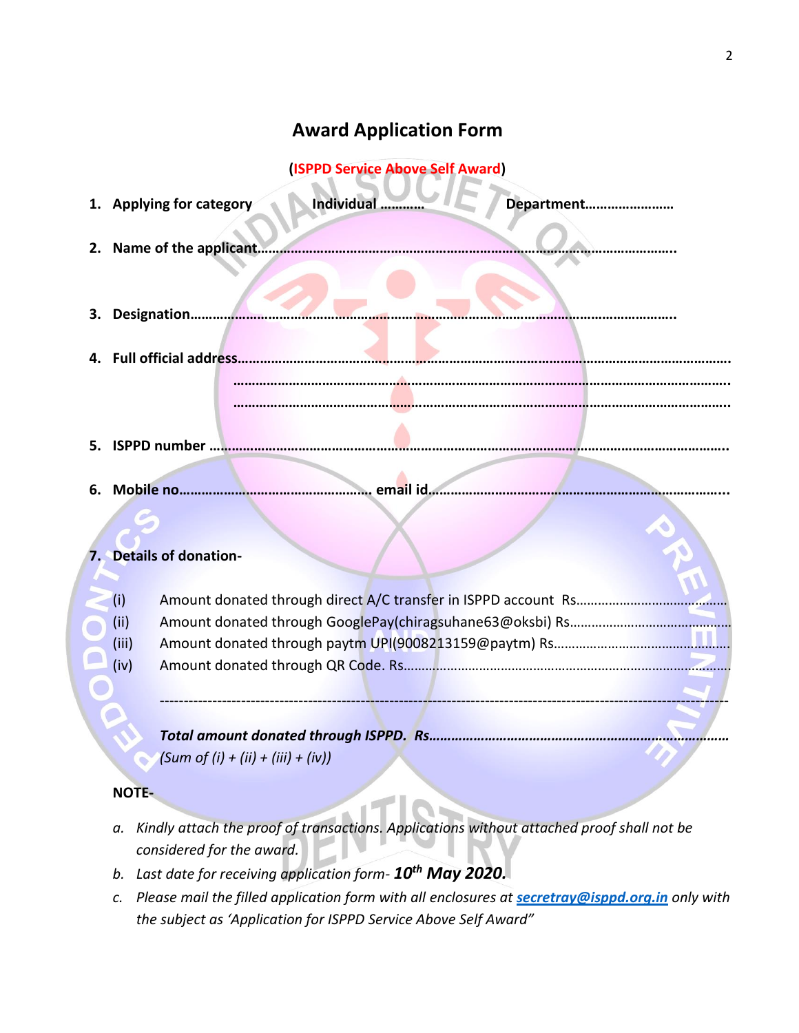# Award Application Form

**(ISPPD Service Above Self Award)**

1. **Applying for category** **Individual …………** **Department……………………**

2. **Name of the applicant……………………………………………………………………………………………………..**

3. **Designation………………………………………………………………………………………………………………..**

4. **Full official address………………………………………………………………………………………………………….**
   **………………………………………………………………………………………………………….**
   **………………………………………………………………………………………………………….**

5. **ISPPD number ……………………………………………………………………………………………………………….**

6. **Mobile no…………………………………………… email id…………………………………………………………………...**

7. **Details of donation-**

   (i) Amount donated through direct A/C transfer in ISPPD account Rs……………………………………
   (ii) Amount donated through GooglePay(chiragsuhane63@oksbi) Rs…………………………………………
   (iii) Amount donated through paytm UPI(9008213159@paytm) Rs…………………………………………
   (iv) Amount donated through QR Code. Rs…………………………………………………………………………

   ---------------------------------------------------------------------------------------------------------------

   ***Total amount donated through ISPPD. Rs………………………………………………………………………***
   *(Sum of (i) + (ii) + (iii) + (iv))*

**NOTE-**

*a. Kindly attach the proof of transactions. Applications without attached proof shall not be considered for the award.*

*b. Last date for receiving application form- **10th May 2020.***

*c. Please mail the filled application form with all enclosures at [secretray@isppd.org.in](mailto:secretray@isppd.org.in) only with the subject as 'Application for ISPPD Service Above Self Award"*